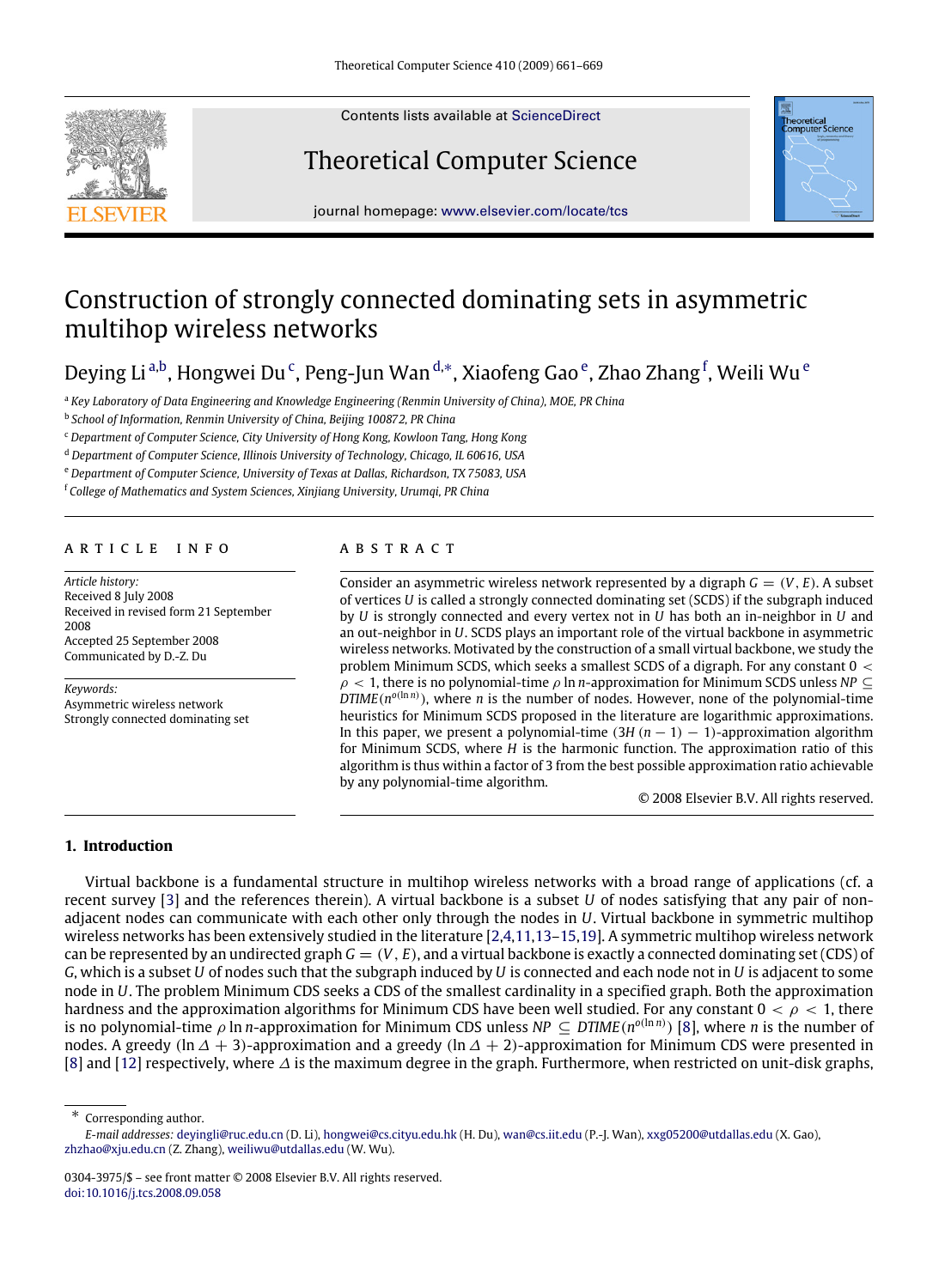# Construction of strongly connected dominating sets in asymmetric multihop wireless networks

Deying Li [a,b], Hongwei Du [c], Peng-Jun Wan [d,*], Xiaofeng Gao [e], Zhao Zhang [f], Weili Wu [e]

[a] *Key Laboratory of Data Engineering and Knowledge Engineering (Renmin University of China), MOE, PR China*
[b] *School of Information, Renmin University of China, Beijing 100872, PR China*
[c] *Department of Computer Science, City University of Hong Kong, Kowloon Tang, Hong Kong*
[d] *Department of Computer Science, Illinois University of Technology, Chicago, IL 60616, USA*
[e] *Department of Computer Science, University of Texas at Dallas, Richardson, TX 75083, USA*
[f] *College of Mathematics and System Sciences, Xinjiang University, Urumqi, PR China*

## ARTICLE INFO

*Article history:*
Received 8 July 2008
Received in revised form 21 September 2008
Accepted 25 September 2008
Communicated by D.-Z. Du

*Keywords:*
Asymmetric wireless network
Strongly connected dominating set

## ABSTRACT

Consider an asymmetric wireless network represented by a digraph $G = (V, E)$. A subset of vertices $U$ is called a strongly connected dominating set (SCDS) if the subgraph induced by $U$ is strongly connected and every vertex not in $U$ has both an in-neighbor in $U$ and an out-neighbor in $U$. SCDS plays an important role of the virtual backbone in asymmetric wireless networks. Motivated by the construction of a small virtual backbone, we study the problem Minimum SCDS, which seeks a smallest SCDS of a digraph. For any constant $0 < \rho < 1$, there is no polynomial-time $\rho \ln n$-approximation for Minimum SCDS unless $NP \subseteq DTIME(n^{o(\ln n)})$, where $n$ is the number of nodes. However, none of the polynomial-time heuristics for Minimum SCDS proposed in the literature are logarithmic approximations. In this paper, we present a polynomial-time $(3H(n-1)-1)$-approximation algorithm for Minimum SCDS, where $H$ is the harmonic function. The approximation ratio of this algorithm is thus within a factor of 3 from the best possible approximation ratio achievable by any polynomial-time algorithm.

© 2008 Elsevier B.V. All rights reserved.

## 1. Introduction

Virtual backbone is a fundamental structure in multihop wireless networks with a broad range of applications (cf. a recent survey [3] and the references therein). A virtual backbone is a subset $U$ of nodes satisfying that any pair of non-adjacent nodes can communicate with each other only through the nodes in $U$. Virtual backbone in symmetric multihop wireless networks has been extensively studied in the literature [2,4,11,13–15,19]. A symmetric multihop wireless network can be represented by an undirected graph $G = (V, E)$, and a virtual backbone is exactly a connected dominating set (CDS) of $G$, which is a subset $U$ of nodes such that the subgraph induced by $U$ is connected and each node not in $U$ is adjacent to some node in $U$. The problem Minimum CDS seeks a CDS of the smallest cardinality in a specified graph. Both the approximation hardness and the approximation algorithms for Minimum CDS have been well studied. For any constant $0 < \rho < 1$, there is no polynomial-time $\rho \ln n$-approximation for Minimum CDS unless $NP \subseteq DTIME(n^{o(\ln n)})$ [8], where $n$ is the number of nodes. A greedy $(\ln \Delta + 3)$-approximation and a greedy $(\ln \Delta + 2)$-approximation for Minimum CDS were presented in [8] and [12] respectively, where $\Delta$ is the maximum degree in the graph. Furthermore, when restricted on unit-disk graphs,

---

* Corresponding author.
*E-mail addresses:* deyingli@ruc.edu.cn (D. Li), hongwei@cs.cityu.edu.hk (H. Du), wan@cs.iit.edu (P.-J. Wan), xxg05200@utdallas.edu (X. Gao), zhzhao@xju.edu.cn (Z. Zhang), weiliwu@utdallas.edu (W. Wu).

0304-3975/$ – see front matter © 2008 Elsevier B.V. All rights reserved.
doi:10.1016/j.tcs.2008.09.058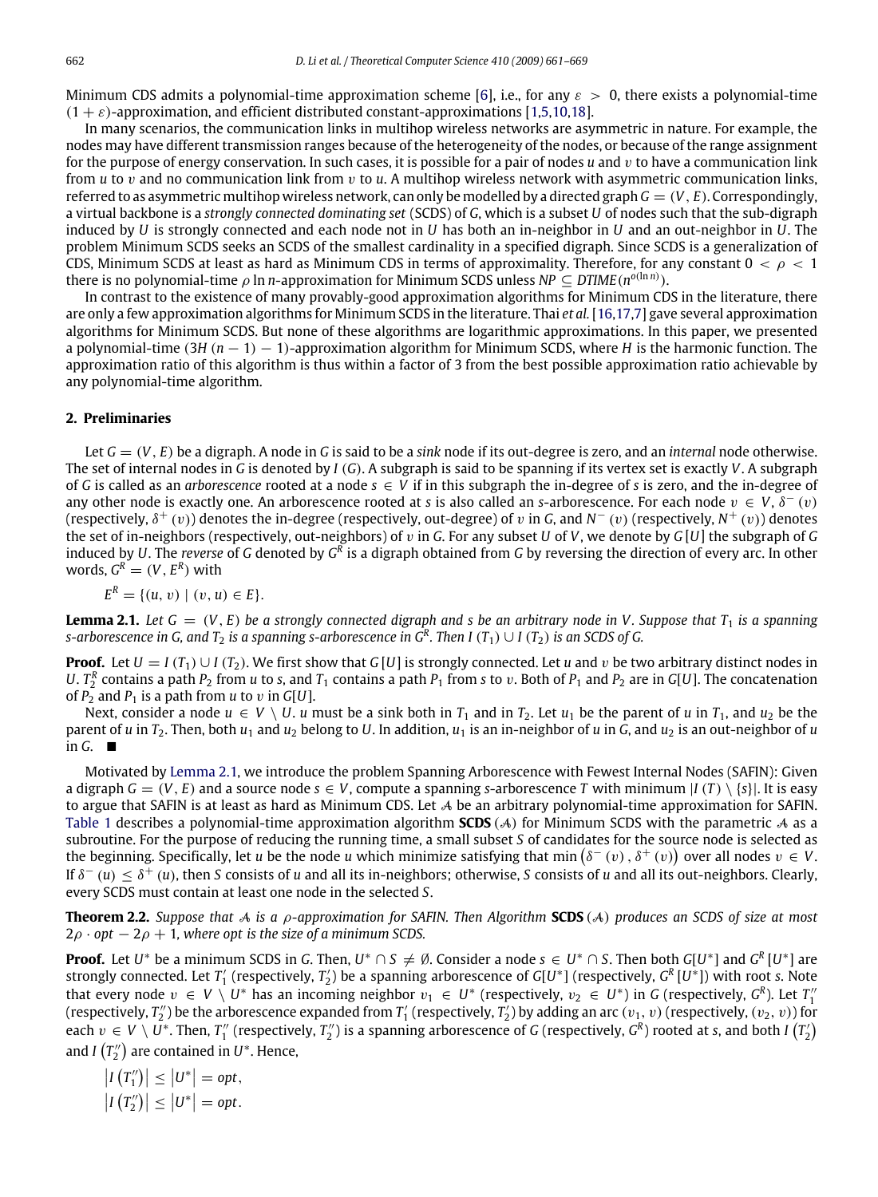Minimum CDS admits a polynomial-time approximation scheme [6], i.e., for any $\varepsilon > 0$, there exists a polynomial-time $(1+\varepsilon)$-approximation, and efficient distributed constant-approximations [1,5,10,18].

In many scenarios, the communication links in multihop wireless networks are asymmetric in nature. For example, the nodes may have different transmission ranges because of the heterogeneity of the nodes, or because of the range assignment for the purpose of energy conservation. In such cases, it is possible for a pair of nodes $u$ and $v$ to have a communication link from $u$ to $v$ and no communication link from $v$ to $u$. A multihop wireless network with asymmetric communication links, referred to as asymmetric multihop wireless network, can only be modelled by a directed graph $G = (V, E)$. Correspondingly, a virtual backbone is a *strongly connected dominating set* (SCDS) of $G$, which is a subset $U$ of nodes such that the sub-digraph induced by $U$ is strongly connected and each node not in $U$ has both an in-neighbor in $U$ and an out-neighbor in $U$. The problem Minimum SCDS seeks an SCDS of the smallest cardinality in a specified digraph. Since SCDS is a generalization of CDS, Minimum SCDS at least as hard as Minimum CDS in terms of approximality. Therefore, for any constant $0 < \rho < 1$ there is no polynomial-time $\rho \ln n$-approximation for Minimum SCDS unless $NP \subseteq DTIME(n^{o(\ln n)})$.

In contrast to the existence of many provably-good approximation algorithms for Minimum CDS in the literature, there are only a few approximation algorithms for Minimum SCDS in the literature. Thai *et al.* [16,17,7] gave several approximation algorithms for Minimum SCDS. But none of these algorithms are logarithmic approximations. In this paper, we presented a polynomial-time $(3H(n-1)-1)$-approximation algorithm for Minimum SCDS, where $H$ is the harmonic function. The approximation ratio of this algorithm is thus within a factor of 3 from the best possible approximation ratio achievable by any polynomial-time algorithm.

## 2. Preliminaries

Let $G = (V, E)$ be a digraph. A node in $G$ is said to be a *sink* node if its out-degree is zero, and an *internal* node otherwise. The set of internal nodes in $G$ is denoted by $I(G)$. A subgraph is said to be spanning if its vertex set is exactly $V$. A subgraph of $G$ is called as an *arborescence* rooted at a node $s \in V$ if in this subgraph the in-degree of $s$ is zero, and the in-degree of any other node is exactly one. An arborescence rooted at $s$ is also called an $s$-arborescence. For each node $v \in V$, $\delta^-(v)$ (respectively, $\delta^+(v)$) denotes the in-degree (respectively, out-degree) of $v$ in $G$, and $N^-(v)$ (respectively, $N^+(v)$) denotes the set of in-neighbors (respectively, out-neighbors) of $v$ in $G$. For any subset $U$ of $V$, we denote by $G[U]$ the subgraph of $G$ induced by $U$. The *reverse* of $G$ denoted by $G^R$ is a digraph obtained from $G$ by reversing the direction of every arc. In other words, $G^R = (V, E^R)$ with

$$E^R = \{(u, v) \mid (v, u) \in E\}.$$

**Lemma 2.1.** *Let $G = (V, E)$ be a strongly connected digraph and $s$ be an arbitrary node in $V$. Suppose that $T_1$ is a spanning $s$-arborescence in $G$, and $T_2$ is a spanning $s$-arborescence in $G^R$. Then $I(T_1) \cup I(T_2)$ is an SCDS of $G$.*

**Proof.** Let $U = I(T_1) \cup I(T_2)$. We first show that $G[U]$ is strongly connected. Let $u$ and $v$ be two arbitrary distinct nodes in $U$. $T_2^R$ contains a path $P_2$ from $u$ to $s$, and $T_1$ contains a path $P_1$ from $s$ to $v$. Both of $P_1$ and $P_2$ are in $G[U]$. The concatenation of $P_2$ and $P_1$ is a path from $u$ to $v$ in $G[U]$.

Next, consider a node $u \in V \setminus U$. $u$ must be a sink both in $T_1$ and in $T_2$. Let $u_1$ be the parent of $u$ in $T_1$, and $u_2$ be the parent of $u$ in $T_2$. Then, both $u_1$ and $u_2$ belong to $U$. In addition, $u_1$ is an in-neighbor of $u$ in $G$, and $u_2$ is an out-neighbor of $u$ in $G$. ■

Motivated by Lemma 2.1, we introduce the problem Spanning Arborescence with Fewest Internal Nodes (SAFIN): Given a digraph $G = (V, E)$ and a source node $s \in V$, compute a spanning $s$-arborescence $T$ with minimum $|I(T) \setminus \{s\}|$. It is easy to argue that SAFIN is at least as hard as Minimum CDS. Let $\mathcal{A}$ be an arbitrary polynomial-time approximation for SAFIN. Table 1 describes a polynomial-time approximation algorithm **SCDS** $(\mathcal{A})$ for Minimum SCDS with the parametric $\mathcal{A}$ as a subroutine. For the purpose of reducing the running time, a small subset $S$ of candidates for the source node is selected as the beginning. Specifically, let $u$ be the node $u$ which minimize satisfying that $\min(\delta^-(v), \delta^+(v))$ over all nodes $v \in V$. If $\delta^-(u) \le \delta^+(u)$, then $S$ consists of $u$ and all its in-neighbors; otherwise, $S$ consists of $u$ and all its out-neighbors. Clearly, every SCDS must contain at least one node in the selected $S$.

**Theorem 2.2.** *Suppose that $\mathcal{A}$ is a $\rho$-approximation for SAFIN. Then Algorithm **SCDS** $(\mathcal{A})$ produces an SCDS of size at most $2\rho \cdot opt - 2\rho + 1$, where opt is the size of a minimum SCDS.*

**Proof.** Let $U^*$ be a minimum SCDS in $G$. Then, $U^* \cap S \neq \emptyset$. Consider a node $s \in U^* \cap S$. Then both $G[U^*]$ and $G^R[U^*]$ are strongly connected. Let $T_1'$ (respectively, $T_2'$) be a spanning arborescence of $G[U^*]$ (respectively, $G^R[U^*]$) with root $s$. Note that every node $v \in V \setminus U^*$ has an incoming neighbor $v_1 \in U^*$ (respectively, $v_2 \in U^*$) in $G$ (respectively, $G^R$). Let $T_1''$ (respectively, $T_2''$) be the arborescence expanded from $T_1'$ (respectively, $T_2'$) by adding an arc $(v_1, v)$ (respectively, $(v_2, v)$) for each $v \in V \setminus U^*$. Then, $T_1''$ (respectively, $T_2''$) is a spanning arborescence of $G$ (respectively, $G^R$) rooted at $s$, and both $I(T_2')$ and $I(T_2'')$ are contained in $U^*$. Hence,

$$\left|I\left(T_1''\right)\right| \le \left|U^*\right| = opt,$$
$$\left|I\left(T_2''\right)\right| \le \left|U^*\right| = opt.$$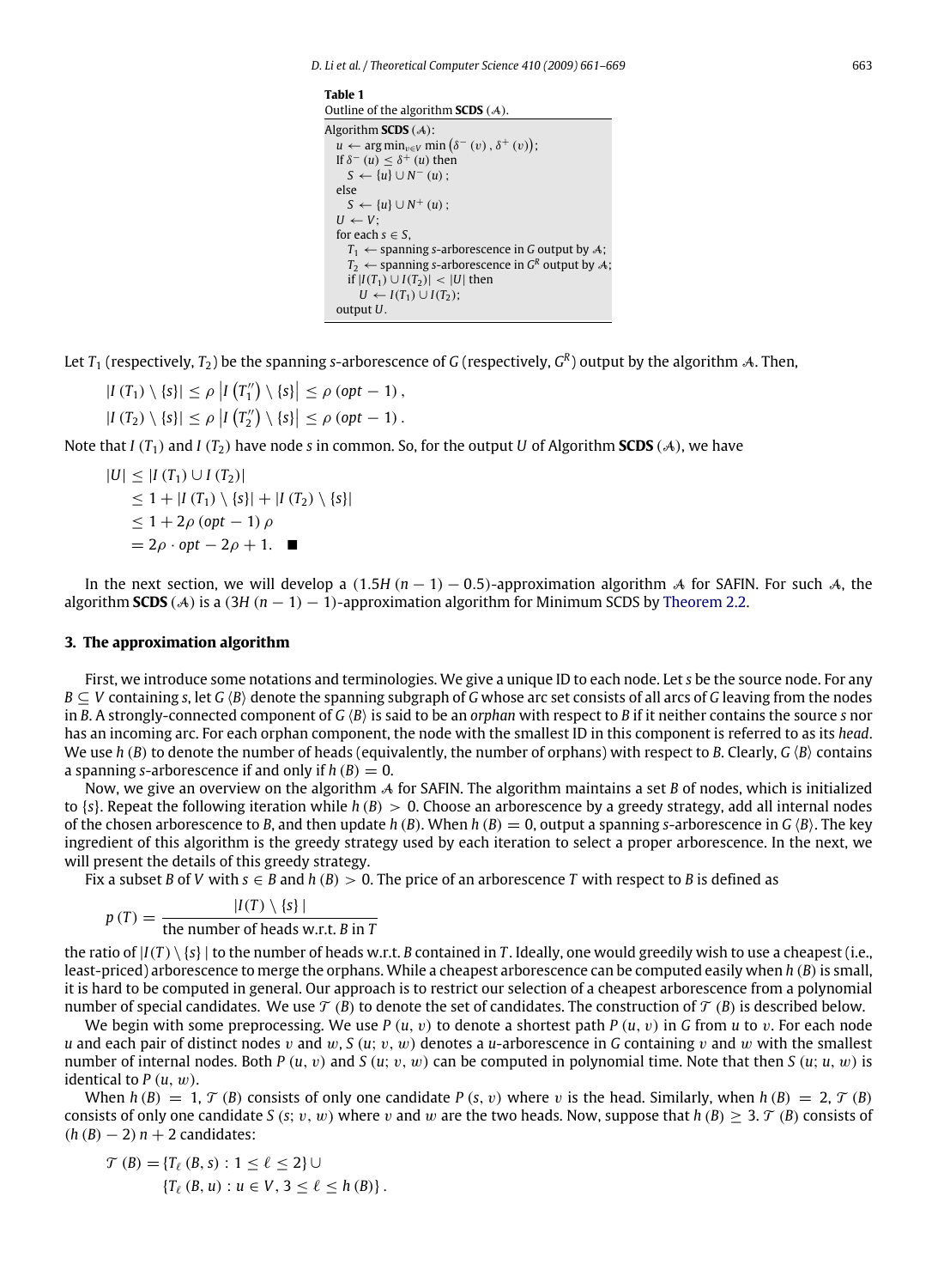**Table 1**
Outline of the algorithm **SCDS** ($\mathcal{A}$).

```
Algorithm SCDS (𝒜):
  u ← arg min_{v∈V} min (δ⁻ (v), δ⁺ (v));
  If δ⁻ (u) ≤ δ⁺ (u) then
    S ← {u} ∪ N⁻ (u);
  else
    S ← {u} ∪ N⁺ (u);
  U ← V;
  for each s ∈ S,
    T₁ ← spanning s-arborescence in G output by 𝒜;
    T₂ ← spanning s-arborescence in G^R output by 𝒜;
    if |I(T₁) ∪ I(T₂)| < |U| then
      U ← I(T₁) ∪ I(T₂);
  output U.
```

Let $T_1$ (respectively, $T_2$) be the spanning $s$-arborescence of $G$ (respectively, $G^R$) output by the algorithm $\mathcal{A}$. Then,

$$|I(T_1) \setminus \{s\}| \le \rho \left| I\left(T_1''\right) \setminus \{s\}\right| \le \rho\,(opt - 1),$$
$$|I(T_2) \setminus \{s\}| \le \rho \left| I\left(T_2''\right) \setminus \{s\}\right| \le \rho\,(opt - 1).$$

Note that $I(T_1)$ and $I(T_2)$ have node $s$ in common. So, for the output $U$ of Algorithm **SCDS** ($\mathcal{A}$), we have

$$\begin{aligned}
|U| &\le |I(T_1) \cup I(T_2)| \\
&\le 1 + |I(T_1) \setminus \{s\}| + |I(T_2) \setminus \{s\}| \\
&\le 1 + 2\rho\,(opt - 1)\,\rho \\
&= 2\rho \cdot opt - 2\rho + 1. \quad \blacksquare
\end{aligned}$$

In the next section, we will develop a $(1.5H(n-1) - 0.5)$-approximation algorithm $\mathcal{A}$ for SAFIN. For such $\mathcal{A}$, the algorithm **SCDS** ($\mathcal{A}$) is a $(3H(n-1) - 1)$-approximation algorithm for Minimum SCDS by Theorem 2.2.

## 3. The approximation algorithm

First, we introduce some notations and terminologies. We give a unique ID to each node. Let $s$ be the source node. For any $B \subseteq V$ containing $s$, let $G\langle B\rangle$ denote the spanning subgraph of $G$ whose arc set consists of all arcs of $G$ leaving from the nodes in $B$. A strongly-connected component of $G\langle B\rangle$ is said to be an *orphan* with respect to $B$ if it neither contains the source $s$ nor has an incoming arc. For each orphan component, the node with the smallest ID in this component is referred to as its *head*. We use $h(B)$ to denote the number of heads (equivalently, the number of orphans) with respect to $B$. Clearly, $G\langle B\rangle$ contains a spanning $s$-arborescence if and only if $h(B) = 0$.

Now, we give an overview on the algorithm $\mathcal{A}$ for SAFIN. The algorithm maintains a set $B$ of nodes, which is initialized to $\{s\}$. Repeat the following iteration while $h(B) > 0$. Choose an arborescence by a greedy strategy, add all internal nodes of the chosen arborescence to $B$, and then update $h(B)$. When $h(B) = 0$, output a spanning $s$-arborescence in $G\langle B\rangle$. The key ingredient of this algorithm is the greedy strategy used by each iteration to select a proper arborescence. In the next, we will present the details of this greedy strategy.

Fix a subset $B$ of $V$ with $s \in B$ and $h(B) > 0$. The price of an arborescence $T$ with respect to $B$ is defined as

$$p(T) = \frac{|I(T) \setminus \{s\}|}{\text{the number of heads w.r.t. } B \text{ in } T}$$

the ratio of $|I(T) \setminus \{s\}|$ to the number of heads w.r.t. $B$ contained in $T$. Ideally, one would greedily wish to use a cheapest (i.e., least-priced) arborescence to merge the orphans. While a cheapest arborescence can be computed easily when $h(B)$ is small, it is hard to be computed in general. Our approach is to restrict our selection of a cheapest arborescence from a polynomial number of special candidates. We use $\mathcal{T}(B)$ to denote the set of candidates. The construction of $\mathcal{T}(B)$ is described below.

We begin with some preprocessing. We use $P(u, v)$ to denote a shortest path $P(u, v)$ in $G$ from $u$ to $v$. For each node $u$ and each pair of distinct nodes $v$ and $w$, $S(u; v, w)$ denotes a $u$-arborescence in $G$ containing $v$ and $w$ with the smallest number of internal nodes. Both $P(u, v)$ and $S(u; v, w)$ can be computed in polynomial time. Note that then $S(u; u, w)$ is identical to $P(u, w)$.

When $h(B) = 1$, $\mathcal{T}(B)$ consists of only one candidate $P(s, v)$ where $v$ is the head. Similarly, when $h(B) = 2$, $\mathcal{T}(B)$ consists of only one candidate $S(s; v, w)$ where $v$ and $w$ are the two heads. Now, suppose that $h(B) \ge 3$. $\mathcal{T}(B)$ consists of $(h(B) - 2)\,n + 2$ candidates:

$$\begin{aligned}
\mathcal{T}(B) = &\{T_\ell(B, s) : 1 \le \ell \le 2\} \cup \\
&\{T_\ell(B, u) : u \in V, 3 \le \ell \le h(B)\}.
\end{aligned}$$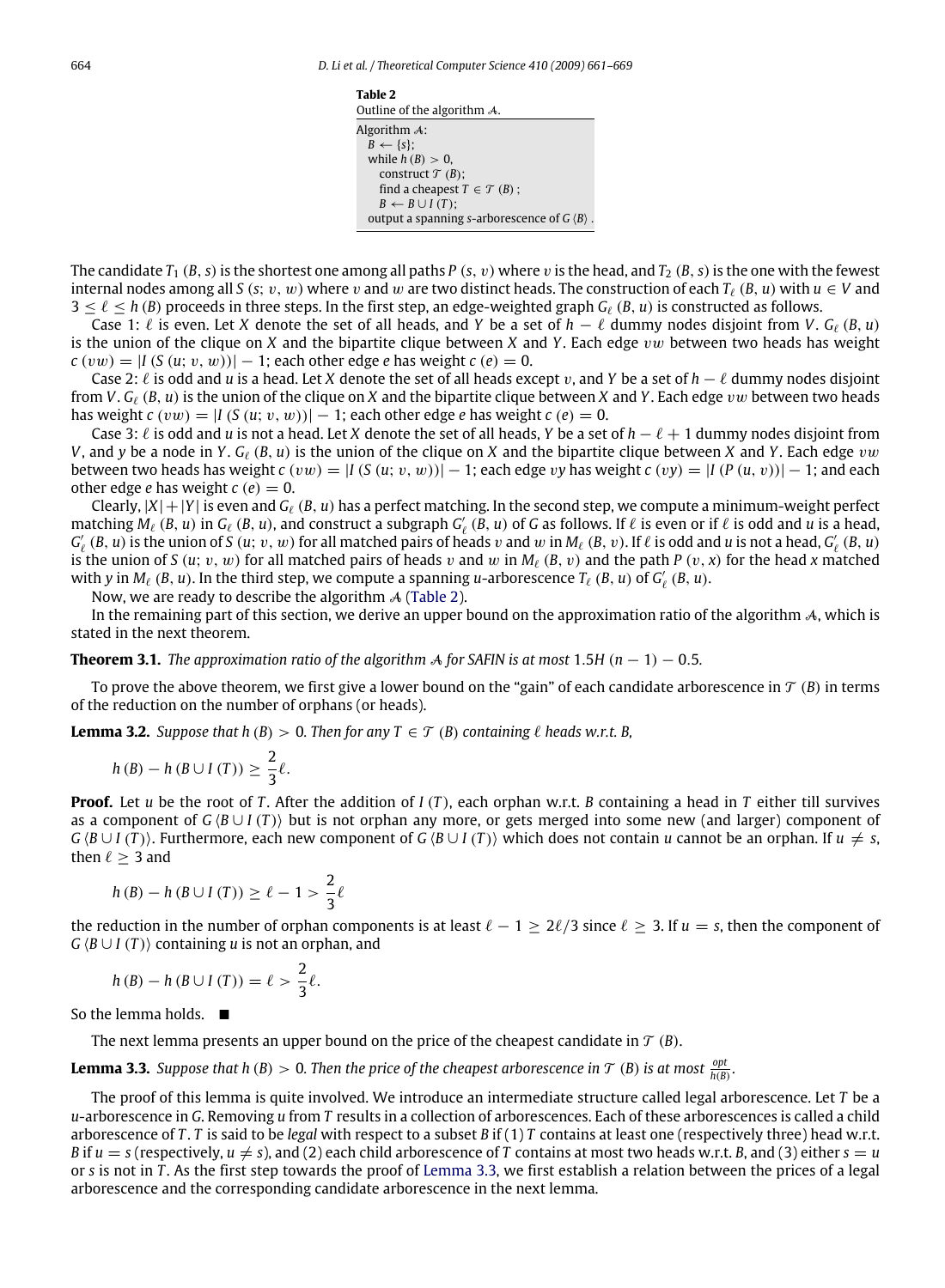**Table 2**
Outline of the algorithm $\mathcal{A}$.

```
Algorithm A:
  B ← {s};
  while h(B) > 0,
    construct T(B);
    find a cheapest T ∈ T(B);
    B ← B ∪ I(T);
  output a spanning s-arborescence of G⟨B⟩.
```

The candidate $T_1(B, s)$ is the shortest one among all paths $P(s, v)$ where $v$ is the head, and $T_2(B, s)$ is the one with the fewest internal nodes among all $S(s; v, w)$ where $v$ and $w$ are two distinct heads. The construction of each $T_\ell(B, u)$ with $u \in V$ and $3 \leq \ell \leq h(B)$ proceeds in three steps. In the first step, an edge-weighted graph $G_\ell(B, u)$ is constructed as follows.

Case 1: $\ell$ is even. Let $X$ denote the set of all heads, and $Y$ be a set of $h - \ell$ dummy nodes disjoint from $V$. $G_\ell(B, u)$ is the union of the clique on $X$ and the bipartite clique between $X$ and $Y$. Each edge $vw$ between two heads has weight $c(vw) = |I(S(u; v, w))| - 1$; each other edge $e$ has weight $c(e) = 0$.

Case 2: $\ell$ is odd and $u$ is a head. Let $X$ denote the set of all heads except $v$, and $Y$ be a set of $h - \ell$ dummy nodes disjoint from $V$. $G_\ell(B, u)$ is the union of the clique on $X$ and the bipartite clique between $X$ and $Y$. Each edge $vw$ between two heads has weight $c(vw) = |I(S(u; v, w))| - 1$; each other edge $e$ has weight $c(e) = 0$.

Case 3: $\ell$ is odd and $u$ is not a head. Let $X$ denote the set of all heads, $Y$ be a set of $h - \ell + 1$ dummy nodes disjoint from $V$, and $y$ be a node in $Y$. $G_\ell(B, u)$ is the union of the clique on $X$ and the bipartite clique between $X$ and $Y$. Each edge $vw$ between two heads has weight $c(vw) = |I(S(u; v, w))| - 1$; each edge $vy$ has weight $c(vy) = |I(P(u, v))| - 1$; and each other edge $e$ has weight $c(e) = 0$.

Clearly, $|X| + |Y|$ is even and $G_\ell(B, u)$ has a perfect matching. In the second step, we compute a minimum-weight perfect matching $M_\ell(B, u)$ in $G_\ell(B, u)$, and construct a subgraph $G'_\ell(B, u)$ of $G$ as follows. If $\ell$ is even or if $\ell$ is odd and $u$ is a head, $G'_\ell(B, u)$ is the union of $S(u; v, w)$ for all matched pairs of heads $v$ and $w$ in $M_\ell(B, v)$. If $\ell$ is odd and $u$ is not a head, $G'_\ell(B, u)$ is the union of $S(u; v, w)$ for all matched pairs of heads $v$ and $w$ in $M_\ell(B, v)$ and the path $P(v, x)$ for the head $x$ matched with $y$ in $M_\ell(B, u)$. In the third step, we compute a spanning $u$-arborescence $T_\ell(B, u)$ of $G'_\ell(B, u)$.

Now, we are ready to describe the algorithm $\mathcal{A}$ (Table 2).

In the remaining part of this section, we derive an upper bound on the approximation ratio of the algorithm $\mathcal{A}$, which is stated in the next theorem.

**Theorem 3.1.** *The approximation ratio of the algorithm $\mathcal{A}$ for SAFIN is at most $1.5H(n-1) - 0.5$.*

To prove the above theorem, we first give a lower bound on the "gain" of each candidate arborescence in $\mathcal{T}(B)$ in terms of the reduction on the number of orphans (or heads).

**Lemma 3.2.** *Suppose that $h(B) > 0$. Then for any $T \in \mathcal{T}(B)$ containing $\ell$ heads w.r.t. $B$,*

$$h(B) - h(B \cup I(T)) \geq \frac{2}{3}\ell.$$

**Proof.** Let $u$ be the root of $T$. After the addition of $I(T)$, each orphan w.r.t. $B$ containing a head in $T$ either till survives as a component of $G\langle B \cup I(T)\rangle$ but is not orphan any more, or gets merged into some new (and larger) component of $G\langle B \cup I(T)\rangle$. Furthermore, each new component of $G\langle B \cup I(T)\rangle$ which does not contain $u$ cannot be an orphan. If $u \neq s$, then $\ell \geq 3$ and

$$h(B) - h(B \cup I(T)) \geq \ell - 1 > \frac{2}{3}\ell$$

the reduction in the number of orphan components is at least $\ell - 1 \geq 2\ell/3$ since $\ell \geq 3$. If $u = s$, then the component of $G\langle B \cup I(T)\rangle$ containing $u$ is not an orphan, and

$$h(B) - h(B \cup I(T)) = \ell > \frac{2}{3}\ell.$$

So the lemma holds. ■

The next lemma presents an upper bound on the price of the cheapest candidate in $\mathcal{T}(B)$.

**Lemma 3.3.** *Suppose that $h(B) > 0$. Then the price of the cheapest arborescence in $\mathcal{T}(B)$ is at most $\frac{opt}{h(B)}$.*

The proof of this lemma is quite involved. We introduce an intermediate structure called legal arborescence. Let $T$ be a $u$-arborescence in $G$. Removing $u$ from $T$ results in a collection of arborescences. Each of these arborescences is called a child arborescence of $T$. $T$ is said to be *legal* with respect to a subset $B$ if (1) $T$ contains at least one (respectively three) head w.r.t. $B$ if $u = s$ (respectively, $u \neq s$), and (2) each child arborescence of $T$ contains at most two heads w.r.t. $B$, and (3) either $s = u$ or $s$ is not in $T$. As the first step towards the proof of Lemma 3.3, we first establish a relation between the prices of a legal arborescence and the corresponding candidate arborescence in the next lemma.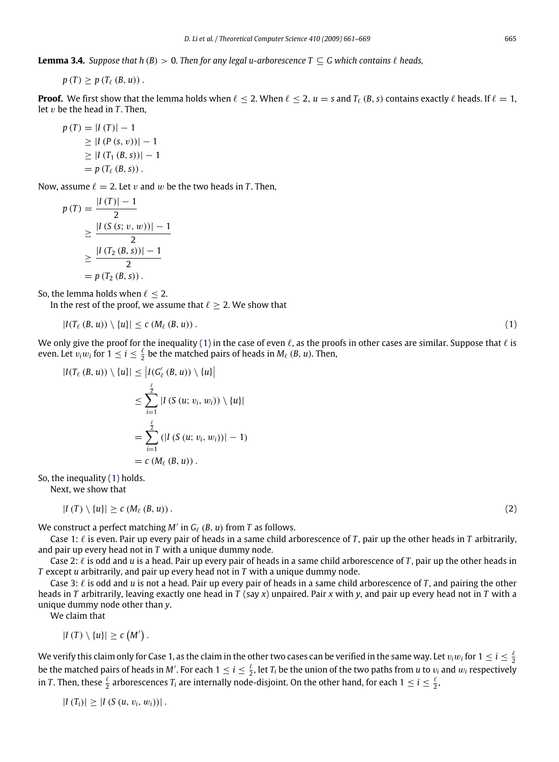**Lemma 3.4.** *Suppose that $h(B) > 0$. Then for any legal $u$-arborescence $T \subseteq G$ which contains $\ell$ heads,*

$$p(T) \geq p(T_\ell(B, u)).$$

**Proof.** We first show that the lemma holds when $\ell \leq 2$. When $\ell \leq 2$, $u = s$ and $T_\ell(B, s)$ contains exactly $\ell$ heads. If $\ell = 1$, let $v$ be the head in $T$. Then,

$$\begin{aligned}
p(T) &= |I(T)| - 1 \\
&\geq |I(P(s, v))| - 1 \\
&\geq |I(T_1(B, s))| - 1 \\
&= p(T_\ell(B, s)).
\end{aligned}$$

Now, assume $\ell = 2$. Let $v$ and $w$ be the two heads in $T$. Then,

$$\begin{aligned}
p(T) &= \frac{|I(T)| - 1}{2} \\
&\geq \frac{|I(S(s; v, w))| - 1}{2} \\
&\geq \frac{|I(T_2(B, s))| - 1}{2} \\
&= p(T_2(B, s)).
\end{aligned}$$

So, the lemma holds when $\ell \leq 2$.

In the rest of the proof, we assume that $\ell \geq 2$. We show that

$$|I(T_\ell(B, u)) \setminus \{u\}| \leq c(M_\ell(B, u)). \quad (1)$$

We only give the proof for the inequality (1) in the case of even $\ell$, as the proofs in other cases are similar. Suppose that $\ell$ is even. Let $v_i w_i$ for $1 \leq i \leq \frac{\ell}{2}$ be the matched pairs of heads in $M_\ell(B, u)$. Then,

$$\begin{aligned}
|I(T_\ell(B, u)) \setminus \{u\}| &\leq \left|I(G'_\ell(B, u)) \setminus \{u\}\right| \\
&\leq \sum_{i=1}^{\frac{\ell}{2}} |I(S(u; v_i, w_i)) \setminus \{u\}| \\
&= \sum_{i=1}^{\frac{\ell}{2}} (|I(S(u; v_i, w_i))| - 1) \\
&= c(M_\ell(B, u)).
\end{aligned}$$

So, the inequality (1) holds.

Next, we show that

$$|I(T) \setminus \{u\}| \geq c(M_\ell(B, u)). \quad (2)$$

We construct a perfect matching $M'$ in $G_\ell(B, u)$ from $T$ as follows.

Case 1: $\ell$ is even. Pair up every pair of heads in a same child arborescence of $T$, pair up the other heads in $T$ arbitrarily, and pair up every head not in $T$ with a unique dummy node.

Case 2: $\ell$ is odd and $u$ is a head. Pair up every pair of heads in a same child arborescence of $T$, pair up the other heads in $T$ except $u$ arbitrarily, and pair up every head not in $T$ with a unique dummy node.

Case 3: $\ell$ is odd and $u$ is not a head. Pair up every pair of heads in a same child arborescence of $T$, and pairing the other heads in $T$ arbitrarily, leaving exactly one head in $T$ (say $x$) unpaired. Pair $x$ with $y$, and pair up every head not in $T$ with a unique dummy node other than $y$.

We claim that

$$|I(T) \setminus \{u\}| \geq c(M').$$

We verify this claim only for Case 1, as the claim in the other two cases can be verified in the same way. Let $v_i w_i$ for $1 \leq i \leq \frac{\ell}{2}$ be the matched pairs of heads in $M'$. For each $1 \leq i \leq \frac{\ell}{2}$, let $T_i$ be the union of the two paths from $u$ to $v_i$ and $w_i$ respectively in $T$. Then, these $\frac{\ell}{2}$ arborescences $T_i$ are internally node-disjoint. On the other hand, for each $1 \leq i \leq \frac{\ell}{2}$,

$$|I(T_i)| \geq |I(S(u, v_i, w_i))|.$$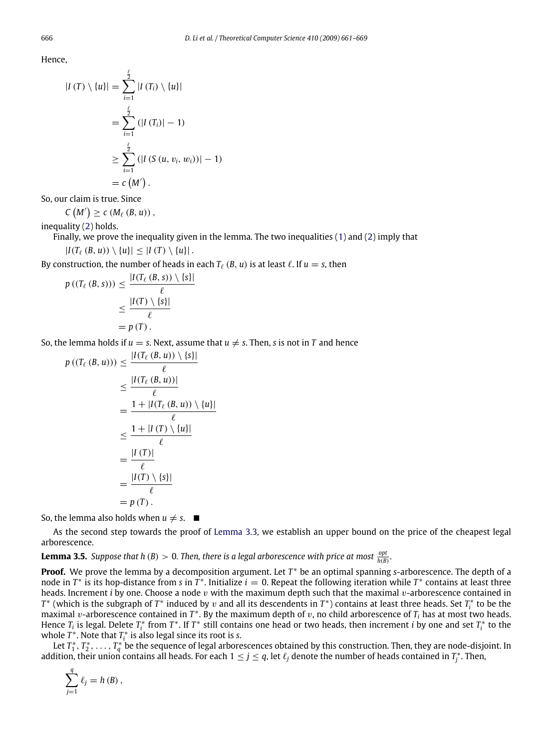Hence,

$$
\begin{aligned}
|I(T) \setminus \{u\}| &= \sum_{i=1}^{\frac{\ell}{2}} |I(T_i) \setminus \{u\}| \\
&= \sum_{i=1}^{\frac{\ell}{2}} (|I(T_i)| - 1) \\
&\geq \sum_{i=1}^{\frac{\ell}{2}} (|I(S(u, v_i, w_i))| - 1) \\
&= c(M').
\end{aligned}
$$

So, our claim is true. Since

$$C(M') \geq c(M_\ell(B, u)),$$

inequality (2) holds.

Finally, we prove the inequality given in the lemma. The two inequalities (1) and (2) imply that

$$|I(T_\ell(B, u)) \setminus \{u\}| \leq |I(T) \setminus \{u\}|.$$

By construction, the number of heads in each $T_\ell(B, u)$ is at least $\ell$. If $u = s$, then

$$
\begin{aligned}
p((T_\ell(B, s))) &\leq \frac{|I(T_\ell(B, s)) \setminus \{s\}|}{\ell} \\
&\leq \frac{|I(T) \setminus \{s\}|}{\ell} \\
&= p(T).
\end{aligned}
$$

So, the lemma holds if $u = s$. Next, assume that $u \neq s$. Then, $s$ is not in $T$ and hence

$$
\begin{aligned}
p((T_\ell(B, u))) &\leq \frac{|I(T_\ell(B, u)) \setminus \{s\}|}{\ell} \\
&\leq \frac{|I(T_\ell(B, u))|}{\ell} \\
&= \frac{1 + |I(T_\ell(B, u)) \setminus \{u\}|}{\ell} \\
&\leq \frac{1 + |I(T) \setminus \{u\}|}{\ell} \\
&= \frac{|I(T)|}{\ell} \\
&= \frac{|I(T) \setminus \{s\}|}{\ell} \\
&= p(T).
\end{aligned}
$$

So, the lemma also holds when $u \neq s$. ■

As the second step towards the proof of Lemma 3.3, we establish an upper bound on the price of the cheapest legal arborescence.

**Lemma 3.5.** *Suppose that $h(B) > 0$. Then, there is a legal arborescence with price at most $\frac{opt}{h(B)}$.*

**Proof.** We prove the lemma by a decomposition argument. Let $T^*$ be an optimal spanning $s$-arborescence. The depth of a node in $T^*$ is its hop-distance from $s$ in $T^*$. Initialize $i = 0$. Repeat the following iteration while $T^*$ contains at least three heads. Increment $i$ by one. Choose a node $v$ with the maximum depth such that the maximal $v$-arborescence contained in $T^*$ (which is the subgraph of $T^*$ induced by $v$ and all its descendents in $T^*$) contains at least three heads. Set $T_i^*$ to be the maximal $v$-arborescence contained in $T^*$. By the maximum depth of $v$, no child arborescence of $T_i$ has at most two heads. Hence $T_i$ is legal. Delete $T_i^*$ from $T^*$. If $T^*$ still contains one head or two heads, then increment $i$ by one and set $T_i^*$ to the whole $T^*$. Note that $T_i^*$ is also legal since its root is $s$.

Let $T_1^*, T_2^*, \ldots, T_q^*$ be the sequence of legal arborescences obtained by this construction. Then, they are node-disjoint. In addition, their union contains all heads. For each $1 \leq j \leq q$, let $\ell_j$ denote the number of heads contained in $T_j^*$. Then,

$$\sum_{j=1}^{q} \ell_j = h(B),$$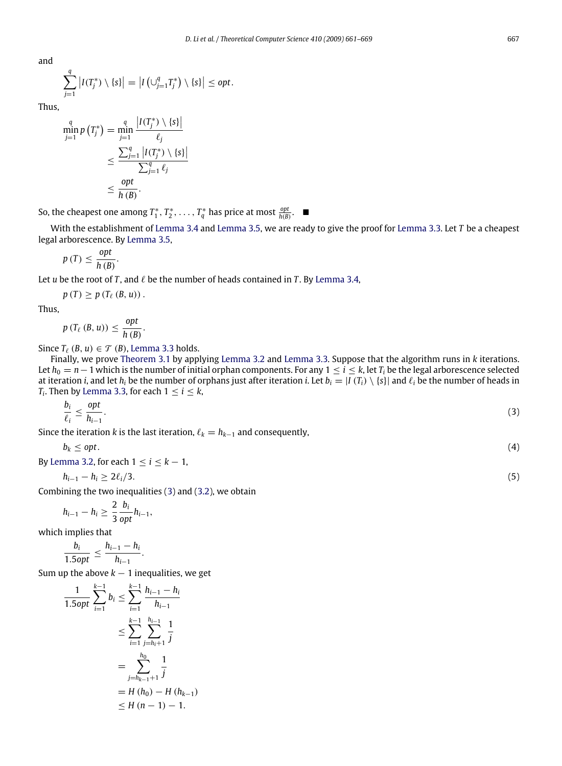and

$$\sum_{j=1}^{q} \left| I(T_j^*) \setminus \{s\} \right| = \left| I\left(\cup_{j=1}^{q} T_j^*\right) \setminus \{s\} \right| \le opt.$$

Thus,

$$\begin{aligned}
\min_{j=1}^{q} p\left(T_j^*\right) &= \min_{j=1}^{q} \frac{\left| I(T_j^*) \setminus \{s\} \right|}{\ell_j} \\
&\le \frac{\sum_{j=1}^{q} \left| I(T_j^*) \setminus \{s\} \right|}{\sum_{j=1}^{q} \ell_j} \\
&\le \frac{opt}{h(B)}.
\end{aligned}$$

So, the cheapest one among $T_1^*, T_2^*, \ldots, T_q^*$ has price at most $\frac{opt}{h(B)}$. ■

With the establishment of Lemma 3.4 and Lemma 3.5, we are ready to give the proof for Lemma 3.3. Let $T$ be a cheapest legal arborescence. By Lemma 3.5,

$$p(T) \le \frac{opt}{h(B)}.$$

Let $u$ be the root of $T$, and $\ell$ be the number of heads contained in $T$. By Lemma 3.4,

$$p(T) \ge p\left(T_\ell(B, u)\right).$$

Thus,

$$p\left(T_\ell(B, u)\right) \le \frac{opt}{h(B)}.$$

Since $T_\ell(B, u) \in \mathcal{T}(B)$, Lemma 3.3 holds.

Finally, we prove Theorem 3.1 by applying Lemma 3.2 and Lemma 3.3. Suppose that the algorithm runs in $k$ iterations. Let $h_0 = n-1$ which is the number of initial orphan components. For any $1 \le i \le k$, let $T_i$ be the legal arborescence selected at iteration $i$, and let $h_i$ be the number of orphans just after iteration $i$. Let $b_i = |I(T_i) \setminus \{s\}|$ and $\ell_i$ be the number of heads in $T_i$. Then by Lemma 3.3, for each $1 \le i \le k$,

$$\frac{b_i}{\ell_i} \le \frac{opt}{h_{i-1}}. \tag{3}$$

Since the iteration $k$ is the last iteration, $\ell_k = h_{k-1}$ and consequently,

$$b_k \le opt. \tag{4}$$

By Lemma 3.2, for each $1 \le i \le k-1$,

$$h_{i-1} - h_i \ge 2\ell_i/3. \tag{5}$$

Combining the two inequalities (3) and (3.2), we obtain

$$h_{i-1} - h_i \ge \frac{2}{3}\frac{b_i}{opt} h_{i-1},$$

which implies that

$$\frac{b_i}{1.5opt} \le \frac{h_{i-1} - h_i}{h_{i-1}}.$$

Sum up the above $k-1$ inequalities, we get

$$\begin{aligned}
\frac{1}{1.5opt} \sum_{i=1}^{k-1} b_i &\le \sum_{i=1}^{k-1} \frac{h_{i-1} - h_i}{h_{i-1}} \\
&\le \sum_{i=1}^{k-1} \sum_{j=h_i+1}^{h_{i-1}} \frac{1}{j} \\
&= \sum_{j=h_{k-1}+1}^{h_0} \frac{1}{j} \\
&= H(h_0) - H(h_{k-1}) \\
&\le H(n-1) - 1.
\end{aligned}$$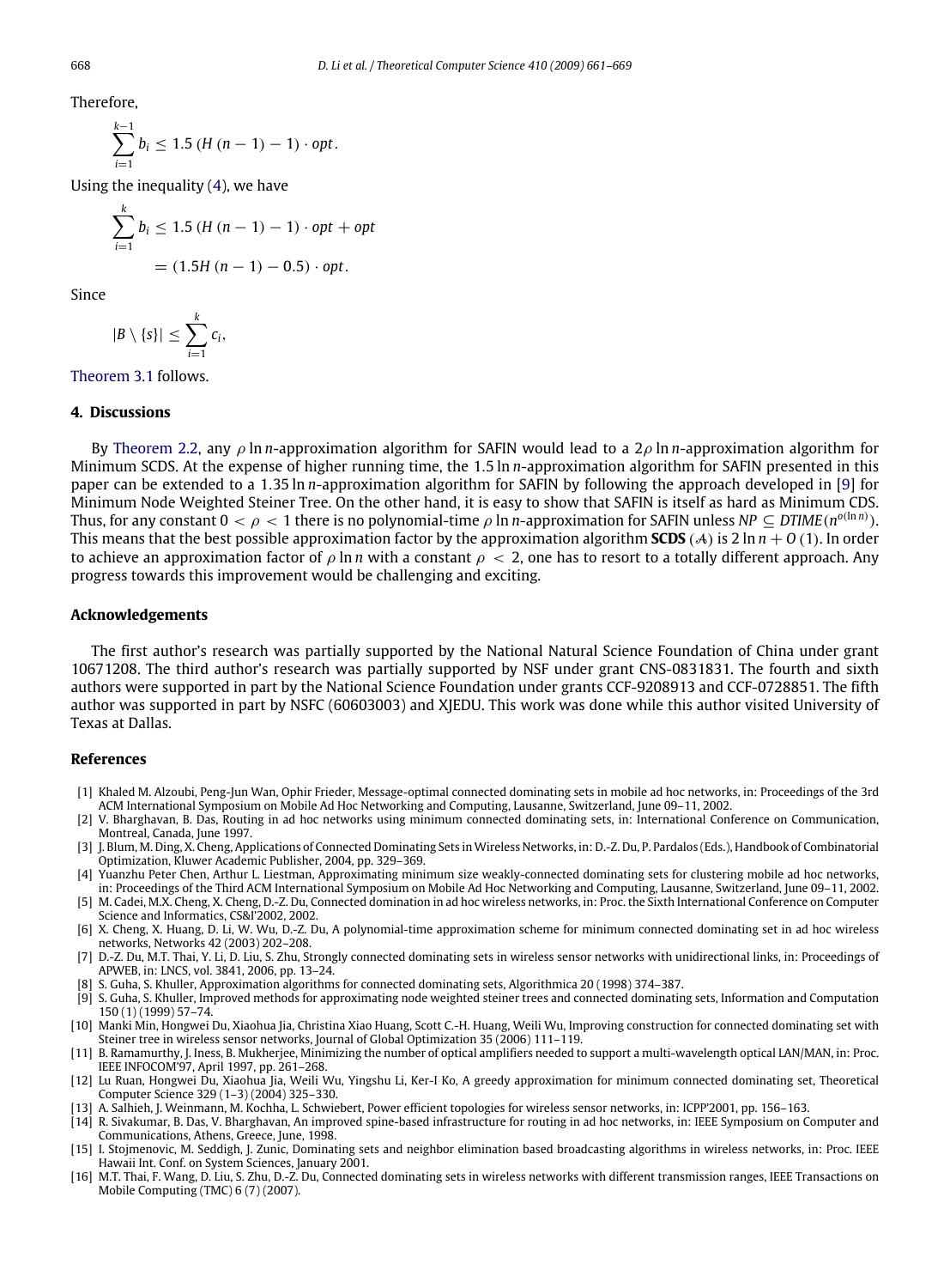Therefore,

$$\sum_{i=1}^{k-1} b_i \leq 1.5\,(H\,(n-1)-1)\cdot opt.$$

Using the inequality (4), we have

$$\sum_{i=1}^{k} b_i \leq 1.5\,(H\,(n-1)-1)\cdot opt + opt$$

$$= (1.5H\,(n-1)-0.5)\cdot opt.$$

Since

$$|B \setminus \{s\}| \leq \sum_{i=1}^{k} c_i,$$

Theorem 3.1 follows.

## 4. Discussions

By Theorem 2.2, any $\rho \ln n$-approximation algorithm for SAFIN would lead to a $2\rho \ln n$-approximation algorithm for Minimum SCDS. At the expense of higher running time, the $1.5 \ln n$-approximation algorithm for SAFIN presented in this paper can be extended to a $1.35 \ln n$-approximation algorithm for SAFIN by following the approach developed in [9] for Minimum Node Weighted Steiner Tree. On the other hand, it is easy to show that SAFIN is itself as hard as Minimum CDS. Thus, for any constant $0 < \rho < 1$ there is no polynomial-time $\rho \ln n$-approximation for SAFIN unless $NP \subseteq DTIME(n^{o(\ln n)})$. This means that the best possible approximation factor by the approximation algorithm **SCDS** ($\mathcal{A}$) is $2 \ln n + O(1)$. In order to achieve an approximation factor of $\rho \ln n$ with a constant $\rho < 2$, one has to resort to a totally different approach. Any progress towards this improvement would be challenging and exciting.

## Acknowledgements

The first author's research was partially supported by the National Natural Science Foundation of China under grant 10671208. The third author's research was partially supported by NSF under grant CNS-0831831. The fourth and sixth authors were supported in part by the National Science Foundation under grants CCF-9208913 and CCF-0728851. The fifth author was supported in part by NSFC (60603003) and XJEDU. This work was done while this author visited University of Texas at Dallas.

## References

[1] Khaled M. Alzoubi, Peng-Jun Wan, Ophir Frieder, Message-optimal connected dominating sets in mobile ad hoc networks, in: Proceedings of the 3rd ACM International Symposium on Mobile Ad Hoc Networking and Computing, Lausanne, Switzerland, June 09–11, 2002.

[2] V. Bharghavan, B. Das, Routing in ad hoc networks using minimum connected dominating sets, in: International Conference on Communication, Montreal, Canada, June 1997.

[3] J. Blum, M. Ding, X. Cheng, Applications of Connected Dominating Sets in Wireless Networks, in: D.-Z. Du, P. Pardalos (Eds.), Handbook of Combinatorial Optimization, Kluwer Academic Publisher, 2004, pp. 329–369.

[4] Yuanzhu Peter Chen, Arthur L. Liestman, Approximating minimum size weakly-connected dominating sets for clustering mobile ad hoc networks, in: Proceedings of the Third ACM International Symposium on Mobile Ad Hoc Networking and Computing, Lausanne, Switzerland, June 09–11, 2002.

[5] M. Cadei, M.X. Cheng, X. Cheng, D.-Z. Du, Connected domination in ad hoc wireless networks, in: Proc. the Sixth International Conference on Computer Science and Informatics, CS&I'2002, 2002.

[6] X. Cheng, X. Huang, D. Li, W. Wu, D.-Z. Du, A polynomial-time approximation scheme for minimum connected dominating set in ad hoc wireless networks, Networks 42 (2003) 202–208.

[7] D.-Z. Du, M.T. Thai, Y. Li, D. Liu, S. Zhu, Strongly connected dominating sets in wireless sensor networks with unidirectional links, in: Proceedings of APWEB, in: LNCS, vol. 3841, 2006, pp. 13–24.

[8] S. Guha, S. Khuller, Approximation algorithms for connected dominating sets, Algorithmica 20 (1998) 374–387.

[9] S. Guha, S. Khuller, Improved methods for approximating node weighted steiner trees and connected dominating sets, Information and Computation 150 (1) (1999) 57–74.

[10] Manki Min, Hongwei Du, Xiaohua Jia, Christina Xiao Huang, Scott C.-H. Huang, Weili Wu, Improving construction for connected dominating set with Steiner tree in wireless sensor networks, Journal of Global Optimization 35 (2006) 111–119.

[11] B. Ramamurthy, J. Iness, B. Mukherjee, Minimizing the number of optical amplifiers needed to support a multi-wavelength optical LAN/MAN, in: Proc. IEEE INFOCOM'97, April 1997, pp. 261–268.

[12] Lu Ruan, Hongwei Du, Xiaohua Jia, Weili Wu, Yingshu Li, Ker-I Ko, A greedy approximation for minimum connected dominating set, Theoretical Computer Science 329 (1–3) (2004) 325–330.

[13] A. Salhieh, J. Weinmann, M. Kochha, L. Schwiebert, Power efficient topologies for wireless sensor networks, in: ICPP'2001, pp. 156–163.

[14] R. Sivakumar, B. Das, V. Bharghavan, An improved spine-based infrastructure for routing in ad hoc networks, in: IEEE Symposium on Computer and Communications, Athens, Greece, June, 1998.

[15] I. Stojmenovic, M. Seddigh, J. Zunic, Dominating sets and neighbor elimination based broadcasting algorithms in wireless networks, in: Proc. IEEE Hawaii Int. Conf. on System Sciences, January 2001.

[16] M.T. Thai, F. Wang, D. Liu, S. Zhu, D.-Z. Du, Connected dominating sets in wireless networks with different transmission ranges, IEEE Transactions on Mobile Computing (TMC) 6 (7) (2007).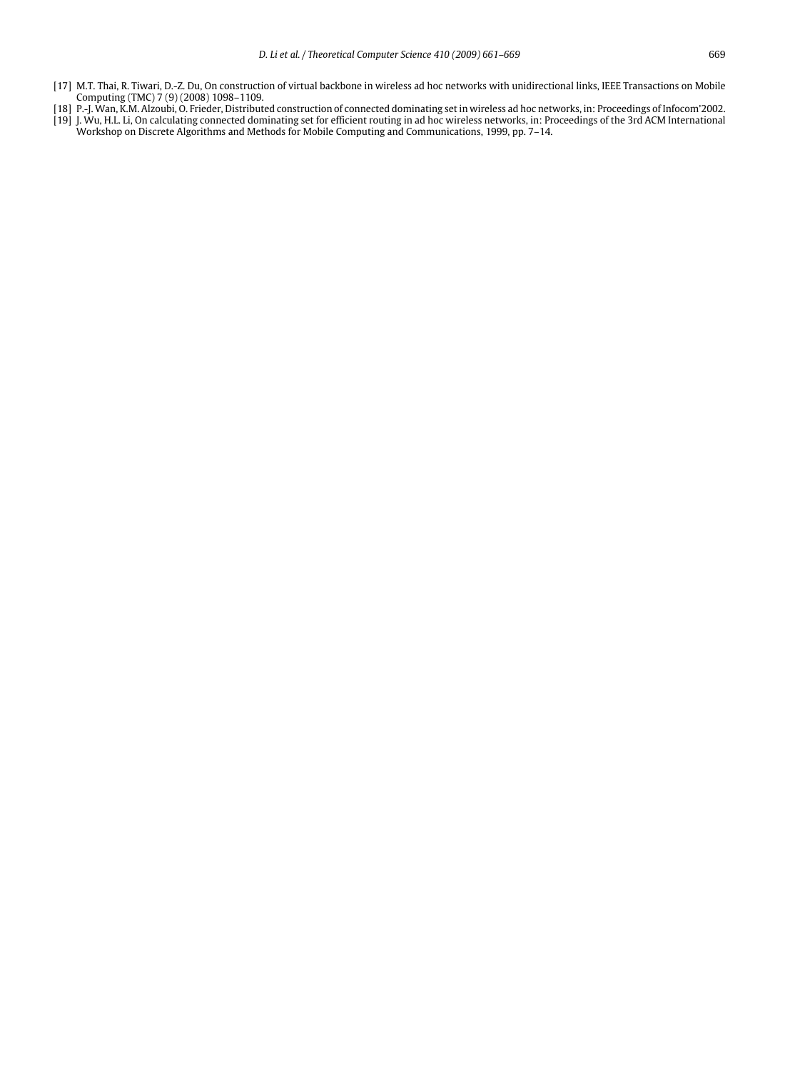[17] M.T. Thai, R. Tiwari, D.-Z. Du, On construction of virtual backbone in wireless ad hoc networks with unidirectional links, IEEE Transactions on Mobile Computing (TMC) 7 (9) (2008) 1098–1109.

[18] P.-J. Wan, K.M. Alzoubi, O. Frieder, Distributed construction of connected dominating set in wireless ad hoc networks, in: Proceedings of Infocom'2002.

[19] J. Wu, H.L. Li, On calculating connected dominating set for efficient routing in ad hoc wireless networks, in: Proceedings of the 3rd ACM International Workshop on Discrete Algorithms and Methods for Mobile Computing and Communications, 1999, pp. 7–14.